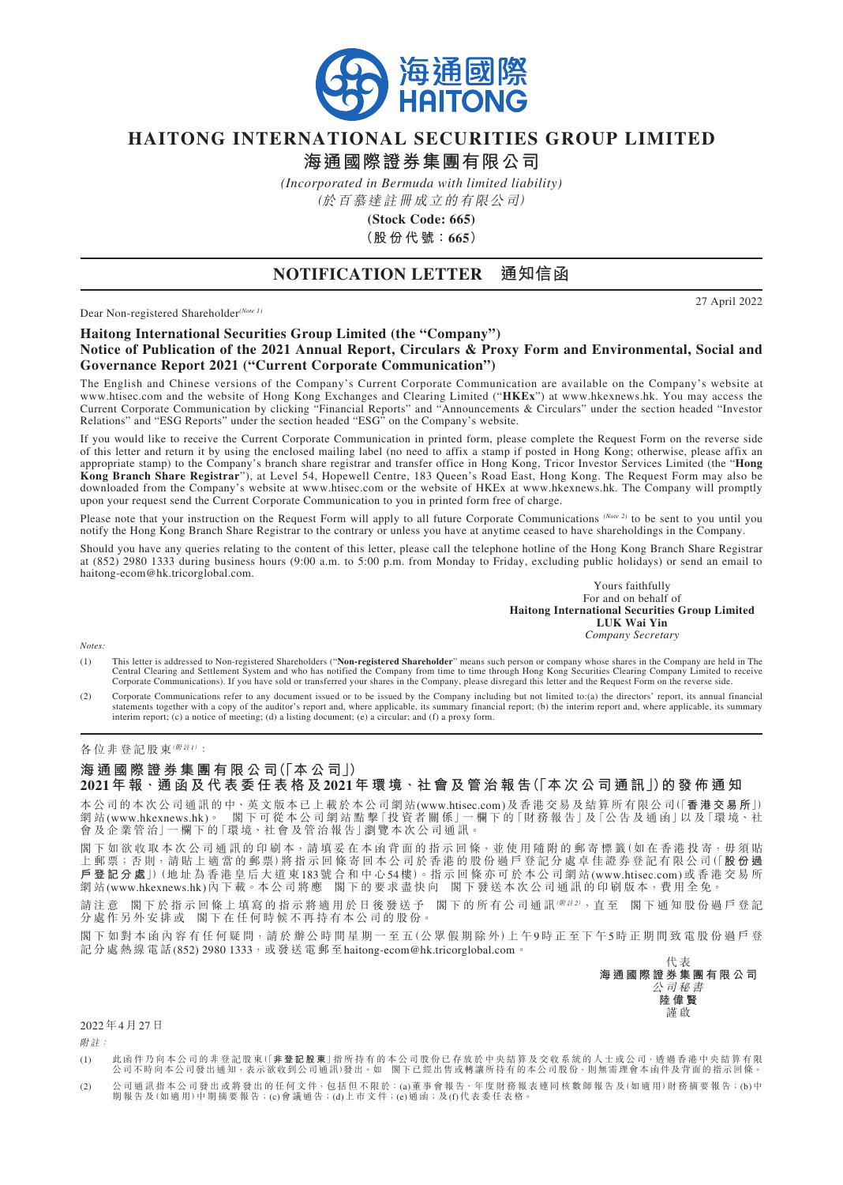# HAITONG INTERNATIONAL SECURITIES GROUP LIMITED

# 海通國際證券集團有限公司

*(Incorporated in Bermuda with limited liability)*

*(於百慕達註冊成立的有限公司)*

**(Stock Code: 665)**

**(股份代號：665)**

## NOTIFICATION LETTER 通知信函

27 April 2022

Dear Non-registered Shareholder*(Note 1)*

**Haitong International Securities Group Limited (the "Company")**
**Notice of Publication of the 2021 Annual Report, Circulars & Proxy Form and Environmental, Social and Governance Report 2021 ("Current Corporate Communication")**

The English and Chinese versions of the Company's Current Corporate Communication are available on the Company's website at www.htisec.com and the website of Hong Kong Exchanges and Clearing Limited ("**HKEx**") at www.hkexnews.hk. You may access the Current Corporate Communication by clicking "Financial Reports" and "Announcements & Circulars" under the section headed "Investor Relations" and "ESG Reports" under the section headed "ESG" on the Company's website.

If you would like to receive the Current Corporate Communication in printed form, please complete the Request Form on the reverse side of this letter and return it by using the enclosed mailing label (no need to affix a stamp if posted in Hong Kong; otherwise, please affix an appropriate stamp) to the Company's branch share registrar and transfer office in Hong Kong, Tricor Investor Services Limited (the "**Hong Kong Branch Share Registrar**"), at Level 54, Hopewell Centre, 183 Queen's Road East, Hong Kong. The Request Form may also be downloaded from the Company's website at www.htisec.com or the website of HKEx at www.hkexnews.hk. The Company will promptly upon your request send the Current Corporate Communication to you in printed form free of charge.

Please note that your instruction on the Request Form will apply to all future Corporate Communications *(Note 2)* to be sent to you until you notify the Hong Kong Branch Share Registrar to the contrary or unless you have at anytime ceased to have shareholdings in the Company.

Should you have any queries relating to the content of this letter, please call the telephone hotline of the Hong Kong Branch Share Registrar at (852) 2980 1333 during business hours (9:00 a.m. to 5:00 p.m. from Monday to Friday, excluding public holidays) or send an email to haitong-ecom@hk.tricorglobal.com.

Yours faithfully
For and on behalf of
**Haitong International Securities Group Limited**
**LUK Wai Yin**
*Company Secretary*

*Notes:*

(1) This letter is addressed to Non-registered Shareholders ("**Non-registered Shareholder**" means such person or company whose shares in the Company are held in The Central Clearing and Settlement System and who has notified the Company from time to time through Hong Kong Securities Clearing Company Limited to receive Corporate Communications). If you have sold or transferred your shares in the Company, please disregard this letter and the Request Form on the reverse side.

(2) Corporate Communications refer to any document issued or to be issued by the Company including but not limited to:(a) the directors' report, its annual financial statements together with a copy of the auditor's report and, where applicable, its summary financial report; (b) the interim report and, where applicable, its summary interim report; (c) a notice of meeting; (d) a listing document; (e) a circular; and (f) a proxy form.

---

各位非登記股東*(附註1)*：

**海通國際證券集團有限公司(「本公司」)**
**2021年報、通函及代表委任表格及2021年環境、社會及管治報告(「本次公司通訊」)的發佈通知**

本公司的本次公司通訊的中、英文版本已上載於本公司網站(www.htisec.com)及香港交易及結算所有限公司(「**香港交易所**」)網站(www.hkexnews.hk)。 閣下可從本公司網站點擊「投資者關係」一欄下的「財務報告」及「公告及通函」以及「環境、社會及企業管治」一欄下的「環境、社會及管治報告」瀏覽本次公司通訊。

閣下如欲收取本次公司通訊的印刷本，請填妥在本函背面的指示回條，並使用隨附的郵寄標籤(如在香港投寄，毋須貼上郵票；否則，請貼上適當的郵票)將指示回條寄回本公司於香港的股份過戶登記分處卓佳證券登記有限公司(「**股份過戶登記分處**」)(地址為香港皇后大道東183號合和中心54樓)。指示回條亦可於本公司網站(www.htisec.com)或香港交易所網站(www.hkexnews.hk)內下載。本公司將應 閣下的要求盡快向 閣下發送本次公司通訊的印刷版本，費用全免。

請注意 閣下於指示回條上填寫的指示將適用於日後發送予 閣下的所有公司通訊*(附註2)*，直至 閣下通知股份過戶登記分處作另外安排或 閣下在任何時候不再持有本公司的股份。

閣下如對本函內容有任何疑問，請於辦公時間星期一至五(公眾假期除外)上午9時正至下午5時正期間致電股份過戶登記分處熱線電話(852) 2980 1333，或發送電郵至haitong-ecom@hk.tricorglobal.com。

代表
**海通國際證券集團有限公司**
*公司秘書*
**陸偉賢**
謹啟

2022年4月27日

*附註：*

(1) 此函件乃向本公司的非登記股東(「**非登記股東**」指所持有的本公司股份已存放於中央結算及交收系統的人士或公司，透過香港中央結算有限公司不時向本公司發出通知，表示欲收到公司通訊)發出。如 閣下已經出售或轉讓所持有的本公司股份，則無需理會本函件及背面的指示回條。

(2) 公司通訊指本公司發出或將發出的任何文件，包括但不限於：(a)董事會報告、年度財務報表連同核數師報告及(如適用)財務摘要報告；(b)中期報告及(如適用)中期摘要報告；(c)會議通告；(d)上市文件；(e)通函；及(f)代表委任表格。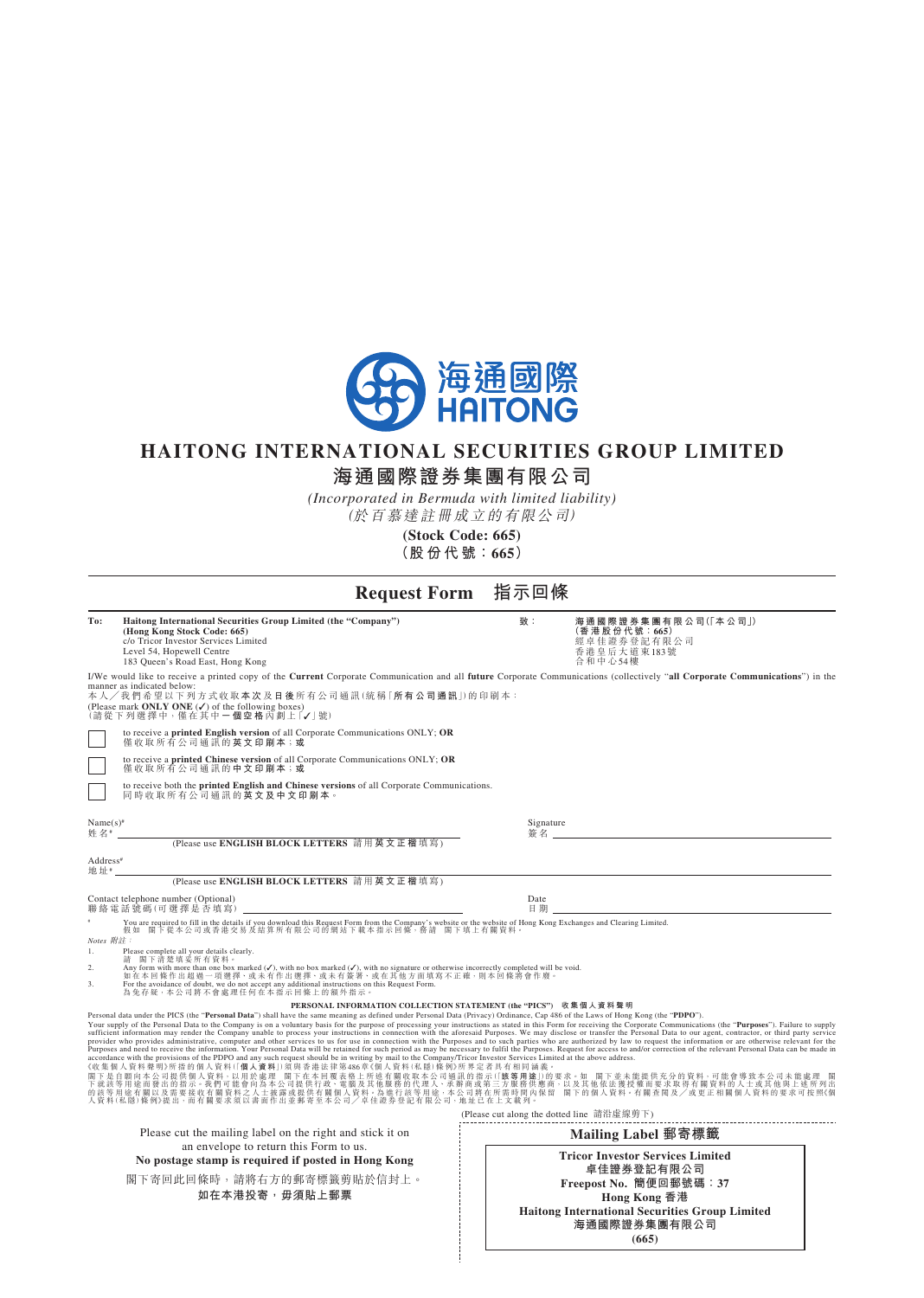# HAITONG INTERNATIONAL SECURITIES GROUP LIMITED

## 海通國際證券集團有限公司

*(Incorporated in Bermuda with limited liability)*

*(於百慕達註冊成立的有限公司)*

**(Stock Code: 665)**

**（股份代號：665）**

## Request Form 指示回條

**To: Haitong International Securities Group Limited (the "Company")**
**(Hong Kong Stock Code: 665)**
c/o Tricor Investor Services Limited
Level 54, Hopewell Centre
183 Queen's Road East, Hong Kong

致： **海通國際證券集團有限公司（「本公司」）**
**（香港股份代號：665）**
經卓佳證券登記有限公司
香港皇后大道東183號
合和中心54樓

I/We would like to receive a printed copy of the **Current** Corporate Communication and all **future** Corporate Communications (collectively "**all Corporate Communications**") in the manner as indicated below:

本人／我們希望以下列方式收取**本次**及**日後**所有公司通訊（統稱「**所有公司通訊**」）的印刷本：

(Please mark **ONLY ONE** (✓) of the following boxes)
（請從下列選擇中，僅在其中**一個空格**內劃上「✓」號）

☐ to receive a **printed English version** of all Corporate Communications ONLY; **OR**
僅收取所有公司通訊的**英文印刷本**；**或**

☐ to receive a **printed Chinese version** of all Corporate Communications ONLY; **OR**
僅收取所有公司通訊的**中文印刷本**；**或**

☐ to receive both the **printed English and Chinese versions** of all Corporate Communications.
同時收取所有公司通訊的**英文及中文印刷本**。

Name(s)# 姓名# ______________________ (Please use **ENGLISH BLOCK LETTERS** 請用**英文正楷**填寫)

Signature 簽名 ______________________

Address# 地址# ______________________ (Please use **ENGLISH BLOCK LETTERS** 請用**英文正楷**填寫)

Contact telephone number (Optional) 聯絡電話號碼（可選擇是否填寫） ______________________

Date 日期 ______________________

# You are required to fill in the details if you download this Request Form from the Company's website or the website of Hong Kong Exchanges and Clearing Limited.
假如 閣下從本公司或香港交易及結算所有限公司的網站下載本指示回條，務請 閣下填上有關資料。

*Notes 附註：*

1. Please complete all your details clearly.
請 閣下清楚填妥所有資料。
2. Any form with more than one box marked (✓), with no box marked (✓), with no signature or otherwise incorrectly completed will be void.
如在本回條作出超過一項選擇，或未有作出選擇，或未有簽署，或在其他方面填寫不正確，則本回條將會作廢。
3. For the avoidance of doubt, we do not accept any additional instructions on this Request Form.
為免存疑，本公司將不會處理任何在本指示回條上的額外指示。

**PERSONAL INFORMATION COLLECTION STATEMENT (the "PICS") 收集個人資料聲明**

Personal data under the PICS (the "**Personal Data**") shall have the same meaning as defined under Personal Data (Privacy) Ordinance, Cap 486 of the Laws of Hong Kong (the "**PDPO**").
Your supply of the Personal Data to the Company is on a voluntary basis for the purpose of processing your instructions as stated in this Form for receiving the Corporate Communications (the "**Purposes**"). Failure to supply sufficient information may render the Company unable to process your instructions in connection with the aforesaid Purposes. We may disclose or transfer the Personal Data to our agent, contractor, or third party service provider who provides administrative, computer and other services to us for use in connection with the Purposes and to such parties who are authorized by law to request the information or are otherwise relevant for the Purposes and need to receive the information. Your Personal Data will be retained for such period as may be necessary to fulfil the Purposes. Request for access to and/or correction of the relevant Personal Data can be made in accordance with the provisions of the PDPO and any such request should be in writing by mail to the Company/Tricor Investor Services Limited at the above address.

《收集個人資料聲明》所指的個人資料（「**個人資料**」）須與香港法律第486章《個人資料（私隱）條例》所界定者具有相同涵義。
閣下是自願向本公司提供個人資料，以用於處理 閣下在本回覆表格上所述有關收取本公司通訊的指示（「**該等用途**」）的要求。如 閣下並未能提供充分的資料，可能會導致本公司未能處理 閣下就該等用途而發出的指示。我們可能會向為本公司提供行政、電腦及其他服務的代理人、承辦商或第三方服務供應商，以及其他依法獲授權而要求取得有關資料的人士或其他與上述所列出的該等用途有關以及需要接收有關資料之人士披露或提供有關個人資料，為進行該等用途，本公司將在所需時間內保留 閣下的個人資料。有關查閱及／或更正相關個人資料的要求可按照《個人資料（私隱）條例》提出，而有關要求須以書面作出並郵寄至本公司／卓佳證券登記有限公司，地址已在上文載列。

(Please cut along the dotted line 請沿虛線剪下)

Please cut the mailing label on the right and stick it on an envelope to return this Form to us.
**No postage stamp is required if posted in Hong Kong**

閣下寄回此回條時，請將右方的郵寄標籤剪貼於信封上。
**如在本港投寄，毋須貼上郵票**

**Mailing Label 郵寄標籤**

**Tricor Investor Services Limited**
**卓佳證券登記有限公司**
**Freepost No. 簡便回郵號碼：37**
**Hong Kong 香港**
**Haitong International Securities Group Limited**
**海通國際證券集團有限公司**
**(665)**